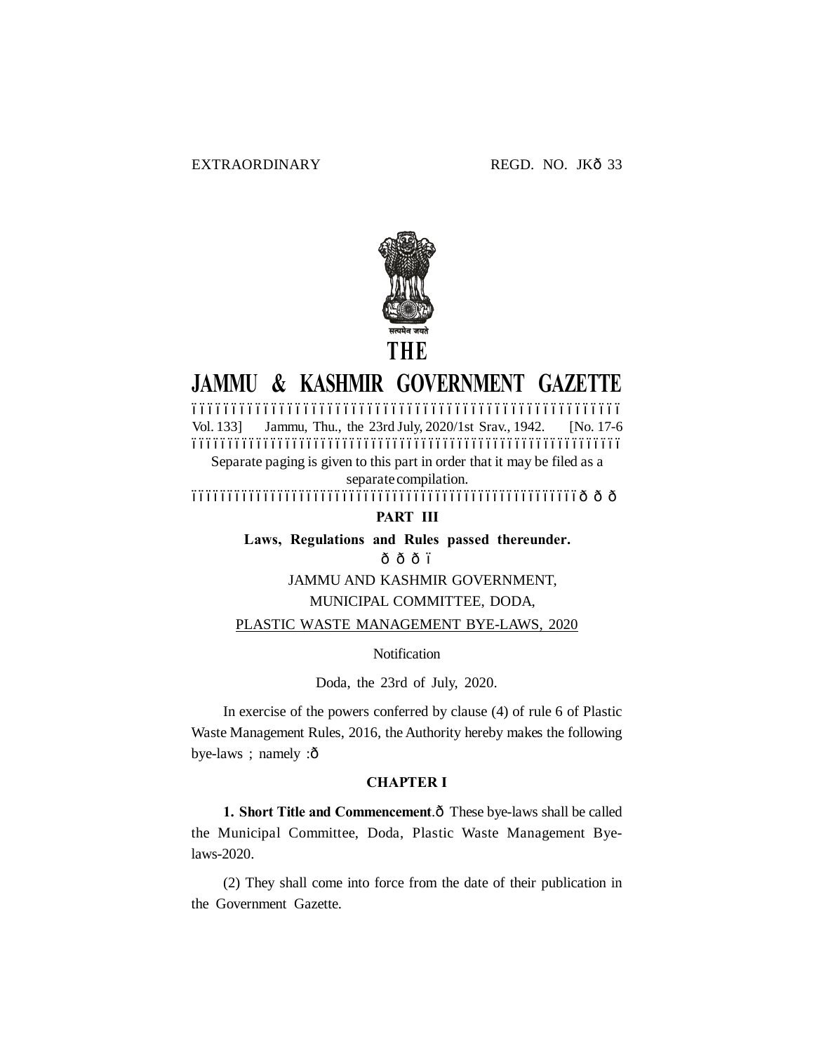EXTRAORDINARY REGD. NO. JK—33

सत्यमेव जयते

# THE

# JAMMU & KASHMIR GOVERNMENT GAZETTE

Vol. 133] Jammu, Thu., the 23rd July, 2020/1st Srav., 1942. [No. 17-6

Separate paging is given to this part in order that it may be filed as a separate compilation.

## PART III

**Laws, Regulations and Rules passed thereunder.**

JAMMU AND KASHMIR GOVERNMENT,

MUNICIPAL COMMITTEE, DODA,

PLASTIC WASTE MANAGEMENT BYE-LAWS, 2020

Notification

Doda, the 23rd of July, 2020.

In exercise of the powers conferred by clause (4) of rule 6 of Plastic Waste Management Rules, 2016, the Authority hereby makes the following bye-laws ; namely :—

### CHAPTER I

**1. Short Title and Commencement**.— These bye-laws shall be called the Municipal Committee, Doda, Plastic Waste Management Bye-laws-2020.

(2) They shall come into force from the date of their publication in the Government Gazette.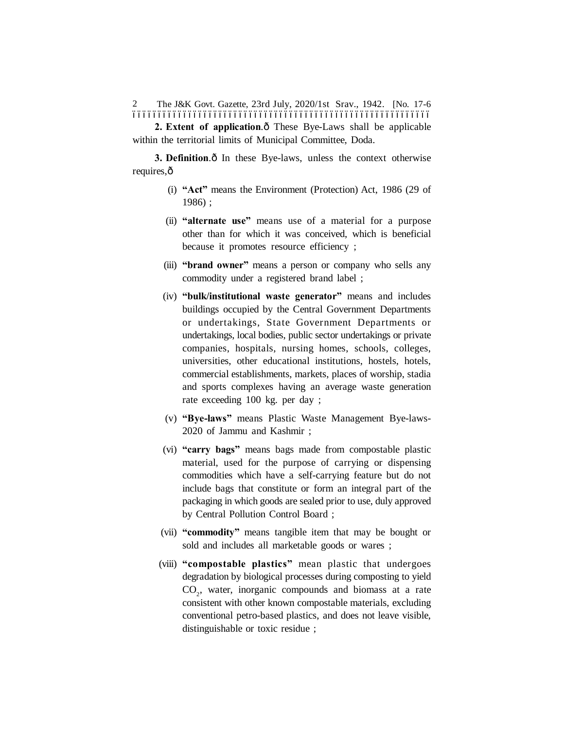**2. Extent of application**.— These Bye-Laws shall be applicable within the territorial limits of Municipal Committee, Doda.

**3. Definition**.— In these Bye-laws, unless the context otherwise requires,—

(i) **"Act"** means the Environment (Protection) Act, 1986 (29 of 1986) ;

(ii) **"alternate use"** means use of a material for a purpose other than for which it was conceived, which is beneficial because it promotes resource efficiency ;

(iii) **"brand owner"** means a person or company who sells any commodity under a registered brand label ;

(iv) **"bulk/institutional waste generator"** means and includes buildings occupied by the Central Government Departments or undertakings, State Government Departments or undertakings, local bodies, public sector undertakings or private companies, hospitals, nursing homes, schools, colleges, universities, other educational institutions, hostels, hotels, commercial establishments, markets, places of worship, stadia and sports complexes having an average waste generation rate exceeding 100 kg. per day ;

(v) **"Bye-laws"** means Plastic Waste Management Bye-laws-2020 of Jammu and Kashmir ;

(vi) **"carry bags"** means bags made from compostable plastic material, used for the purpose of carrying or dispensing commodities which have a self-carrying feature but do not include bags that constitute or form an integral part of the packaging in which goods are sealed prior to use, duly approved by Central Pollution Control Board ;

(vii) **"commodity"** means tangible item that may be bought or sold and includes all marketable goods or wares ;

(viii) **"compostable plastics"** mean plastic that undergoes degradation by biological processes during composting to yield $CO_2$, water, inorganic compounds and biomass at a rate consistent with other known compostable materials, excluding conventional petro-based plastics, and does not leave visible, distinguishable or toxic residue ;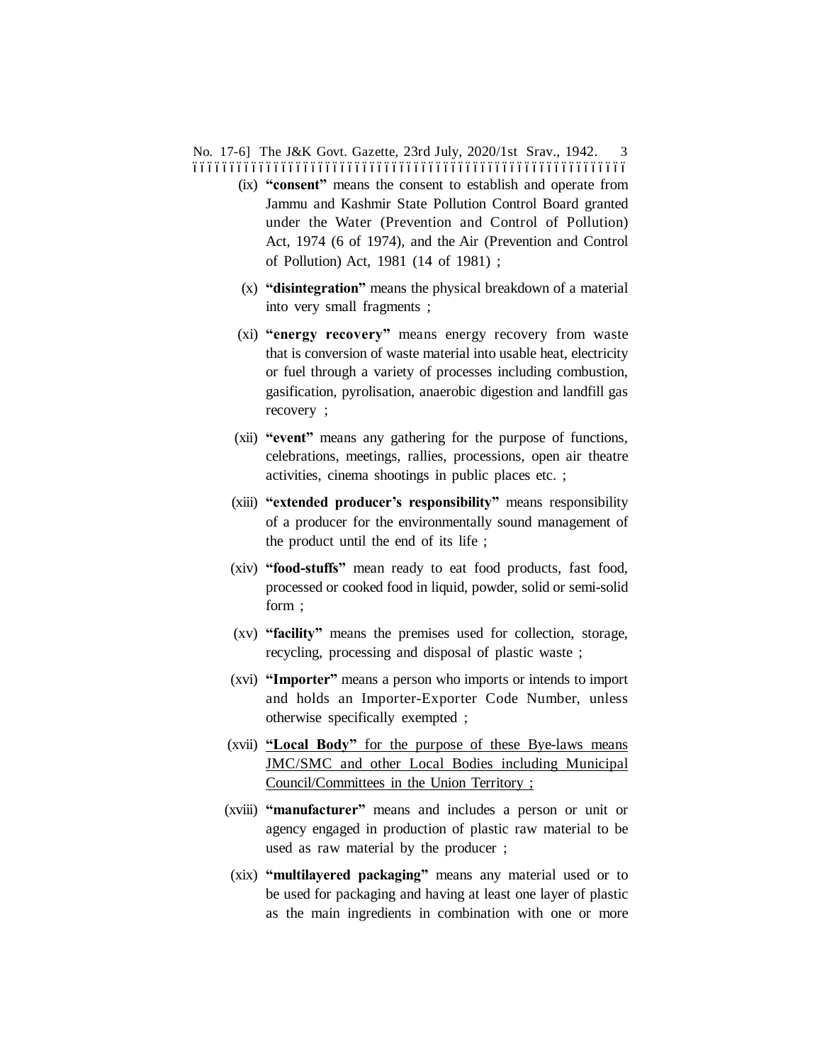(ix) **"consent"** means the consent to establish and operate from Jammu and Kashmir State Pollution Control Board granted under the Water (Prevention and Control of Pollution) Act, 1974 (6 of 1974), and the Air (Prevention and Control of Pollution) Act, 1981 (14 of 1981) ;

(x) **"disintegration"** means the physical breakdown of a material into very small fragments ;

(xi) **"energy recovery"** means energy recovery from waste that is conversion of waste material into usable heat, electricity or fuel through a variety of processes including combustion, gasification, pyrolisation, anaerobic digestion and landfill gas recovery ;

(xii) **"event"** means any gathering for the purpose of functions, celebrations, meetings, rallies, processions, open air theatre activities, cinema shootings in public places etc. ;

(xiii) **"extended producer's responsibility"** means responsibility of a producer for the environmentally sound management of the product until the end of its life ;

(xiv) **"food-stuffs"** mean ready to eat food products, fast food, processed or cooked food in liquid, powder, solid or semi-solid form ;

(xv) **"facility"** means the premises used for collection, storage, recycling, processing and disposal of plastic waste ;

(xvi) **"Importer"** means a person who imports or intends to import and holds an Importer-Exporter Code Number, unless otherwise specifically exempted ;

(xvii) <u>**"Local Body"** for the purpose of these Bye-laws means JMC/SMC and other Local Bodies including Municipal Council/Committees in the Union Territory ;</u>

(xviii) **"manufacturer"** means and includes a person or unit or agency engaged in production of plastic raw material to be used as raw material by the producer ;

(xix) **"multilayered packaging"** means any material used or to be used for packaging and having at least one layer of plastic as the main ingredients in combination with one or more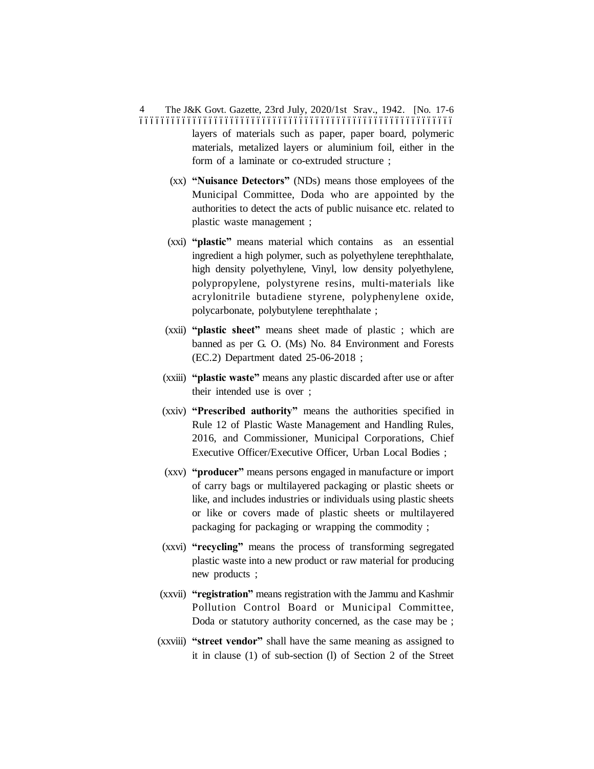layers of materials such as paper, paper board, polymeric materials, metalized layers or aluminium foil, either in the form of a laminate or co-extruded structure ;

(xx) **"Nuisance Detectors"** (NDs) means those employees of the Municipal Committee, Doda who are appointed by the authorities to detect the acts of public nuisance etc. related to plastic waste management ;

(xxi) **"plastic"** means material which contains as an essential ingredient a high polymer, such as polyethylene terephthalate, high density polyethylene, Vinyl, low density polyethylene, polypropylene, polystyrene resins, multi-materials like acrylonitrile butadiene styrene, polyphenylene oxide, polycarbonate, polybutylene terephthalate ;

(xxii) **"plastic sheet"** means sheet made of plastic ; which are banned as per G. O. (Ms) No. 84 Environment and Forests (EC.2) Department dated 25-06-2018 ;

(xxiii) **"plastic waste"** means any plastic discarded after use or after their intended use is over ;

(xxiv) **"Prescribed authority"** means the authorities specified in Rule 12 of Plastic Waste Management and Handling Rules, 2016, and Commissioner, Municipal Corporations, Chief Executive Officer/Executive Officer, Urban Local Bodies ;

(xxv) **"producer"** means persons engaged in manufacture or import of carry bags or multilayered packaging or plastic sheets or like, and includes industries or individuals using plastic sheets or like or covers made of plastic sheets or multilayered packaging for packaging or wrapping the commodity ;

(xxvi) **"recycling"** means the process of transforming segregated plastic waste into a new product or raw material for producing new products ;

(xxvii) **"registration"** means registration with the Jammu and Kashmir Pollution Control Board or Municipal Committee, Doda or statutory authority concerned, as the case may be ;

(xxviii) **"street vendor"** shall have the same meaning as assigned to it in clause (1) of sub-section (l) of Section 2 of the Street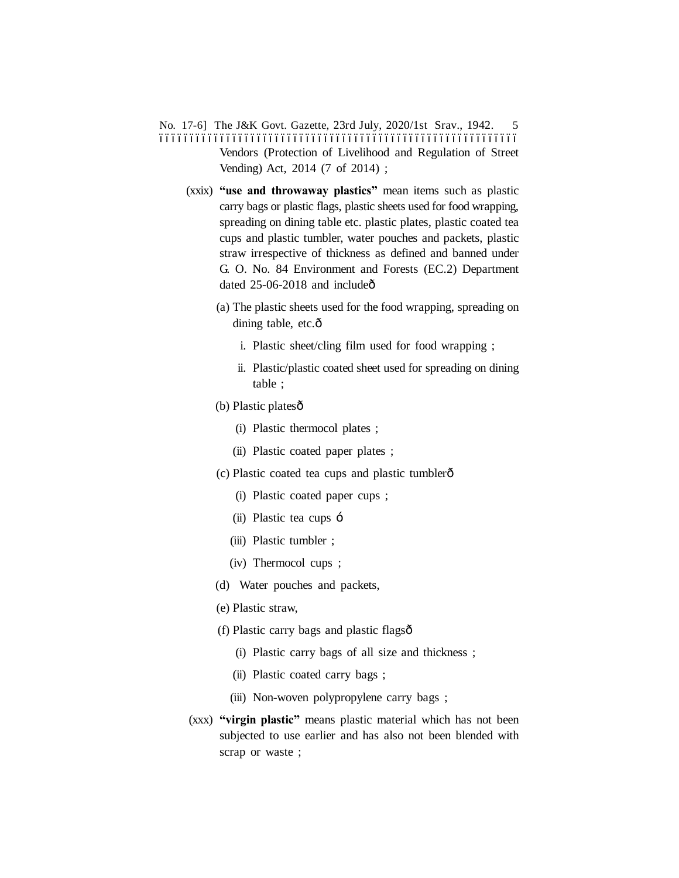Vendors (Protection of Livelihood and Regulation of Street Vending) Act, 2014 (7 of 2014) ;

(xxix) **"use and throwaway plastics"** mean items such as plastic carry bags or plastic flags, plastic sheets used for food wrapping, spreading on dining table etc. plastic plates, plastic coated tea cups and plastic tumbler, water pouches and packets, plastic straw irrespective of thickness as defined and banned under G. O. No. 84 Environment and Forests (EC.2) Department dated 25-06-2018 and includeô

(a) The plastic sheets used for the food wrapping, spreading on dining table, etc.ô

i. Plastic sheet/cling film used for food wrapping ;

ii. Plastic/plastic coated sheet used for spreading on dining table ;

(b) Plastic platesô

(i) Plastic thermocol plates ;

(ii) Plastic coated paper plates ;

(c) Plastic coated tea cups and plastic tumblerô

(i) Plastic coated paper cups ;

(ii) Plastic tea cups ó

(iii) Plastic tumbler ;

(iv) Thermocol cups ;

(d) Water pouches and packets,

(e) Plastic straw,

(f) Plastic carry bags and plastic flagsô

(i) Plastic carry bags of all size and thickness ;

(ii) Plastic coated carry bags ;

(iii) Non-woven polypropylene carry bags ;

(xxx) **"virgin plastic"** means plastic material which has not been subjected to use earlier and has also not been blended with scrap or waste ;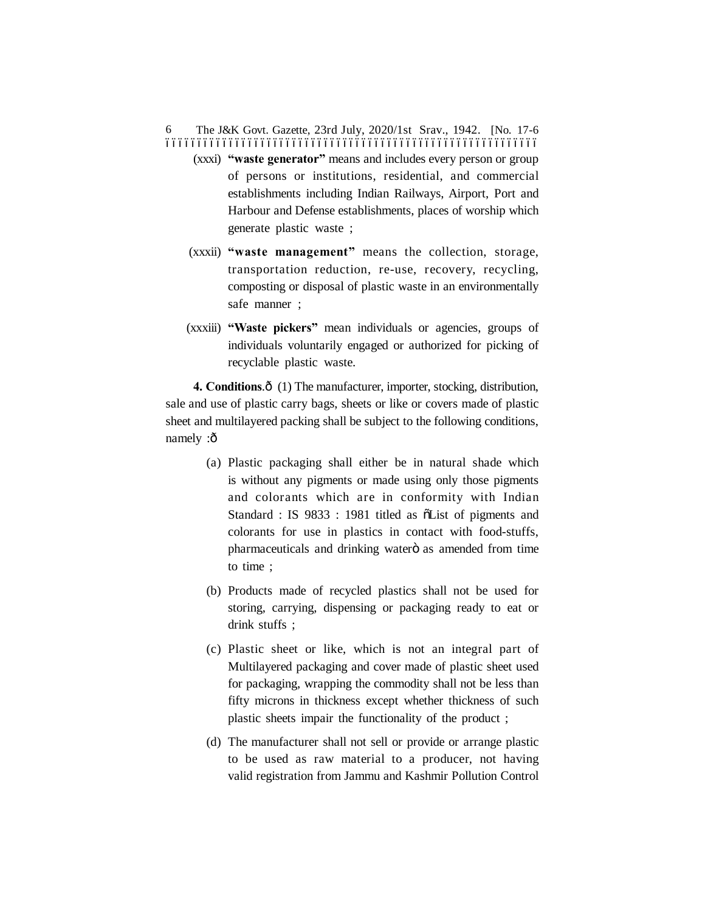(xxxi) **"waste generator"** means and includes every person or group of persons or institutions, residential, and commercial establishments including Indian Railways, Airport, Port and Harbour and Defense establishments, places of worship which generate plastic waste ;

(xxxii) **"waste management"** means the collection, storage, transportation reduction, re-use, recovery, recycling, composting or disposal of plastic waste in an environmentally safe manner ;

(xxxiii) **"Waste pickers"** mean individuals or agencies, groups of individuals voluntarily engaged or authorized for picking of recyclable plastic waste.

**4. Conditions**.ð (1) The manufacturer, importer, stocking, distribution, sale and use of plastic carry bags, sheets or like or covers made of plastic sheet and multilayered packing shall be subject to the following conditions, namely :ð

(a) Plastic packaging shall either be in natural shade which is without any pigments or made using only those pigments and colorants which are in conformity with Indian Standard : IS 9833 : 1981 titled as ñList of pigments and colorants for use in plastics in contact with food-stuffs, pharmaceuticals and drinking waterò as amended from time to time ;

(b) Products made of recycled plastics shall not be used for storing, carrying, dispensing or packaging ready to eat or drink stuffs ;

(c) Plastic sheet or like, which is not an integral part of Multilayered packaging and cover made of plastic sheet used for packaging, wrapping the commodity shall not be less than fifty microns in thickness except whether thickness of such plastic sheets impair the functionality of the product ;

(d) The manufacturer shall not sell or provide or arrange plastic to be used as raw material to a producer, not having valid registration from Jammu and Kashmir Pollution Control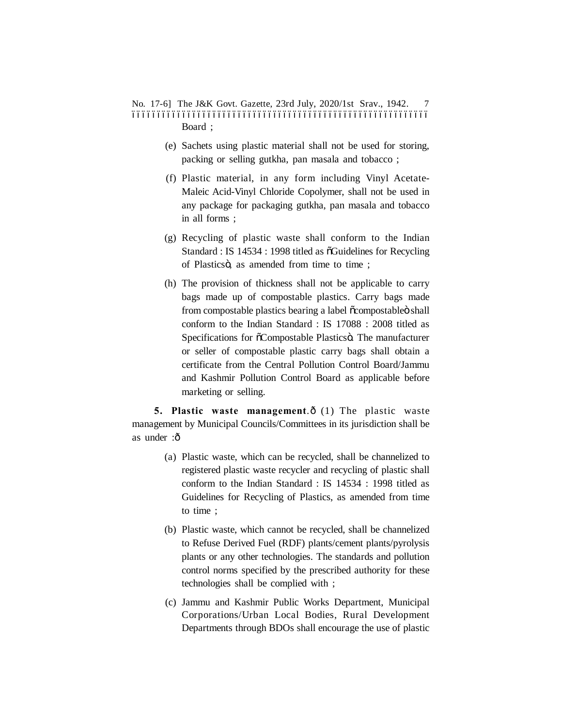Board ;

(e) Sachets using plastic material shall not be used for storing, packing or selling gutkha, pan masala and tobacco ;

(f) Plastic material, in any form including Vinyl Acetate-Maleic Acid-Vinyl Chloride Copolymer, shall not be used in any package for packaging gutkha, pan masala and tobacco in all forms ;

(g) Recycling of plastic waste shall conform to the Indian Standard : IS 14534 : 1998 titled as "Guidelines for Recycling of Plastics", as amended from time to time ;

(h) The provision of thickness shall not be applicable to carry bags made up of compostable plastics. Carry bags made from compostable plastics bearing a label "compostable" shall conform to the Indian Standard : IS 17088 : 2008 titled as Specifications for "Compostable Plastics". The manufacturer or seller of compostable plastic carry bags shall obtain a certificate from the Central Pollution Control Board/Jammu and Kashmir Pollution Control Board as applicable before marketing or selling.

**5. Plastic waste management.**— (1) The plastic waste management by Municipal Councils/Committees in its jurisdiction shall be as under :—

(a) Plastic waste, which can be recycled, shall be channelized to registered plastic waste recycler and recycling of plastic shall conform to the Indian Standard : IS 14534 : 1998 titled as Guidelines for Recycling of Plastics, as amended from time to time ;

(b) Plastic waste, which cannot be recycled, shall be channelized to Refuse Derived Fuel (RDF) plants/cement plants/pyrolysis plants or any other technologies. The standards and pollution control norms specified by the prescribed authority for these technologies shall be complied with ;

(c) Jammu and Kashmir Public Works Department, Municipal Corporations/Urban Local Bodies, Rural Development Departments through BDOs shall encourage the use of plastic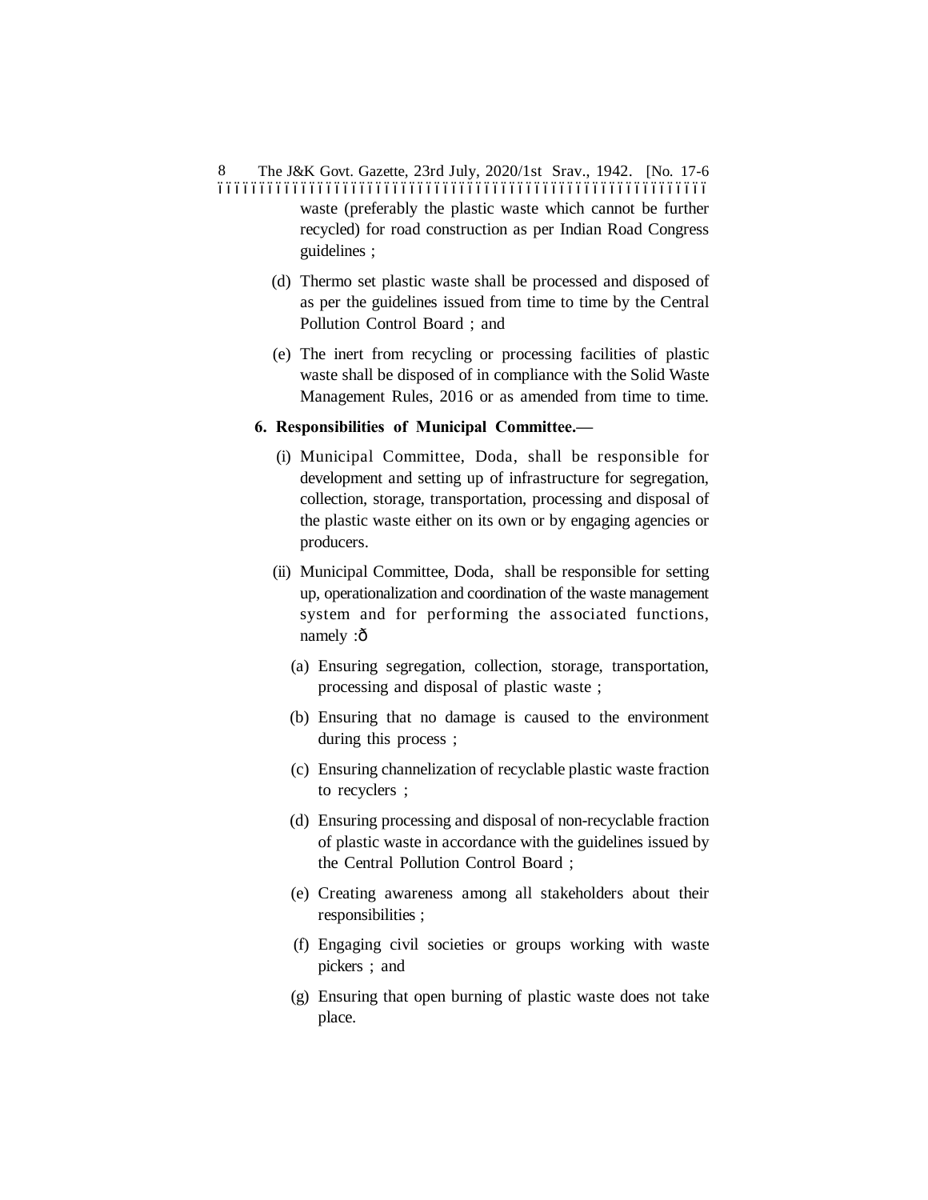waste (preferably the plastic waste which cannot be further recycled) for road construction as per Indian Road Congress guidelines ;

(d) Thermo set plastic waste shall be processed and disposed of as per the guidelines issued from time to time by the Central Pollution Control Board ; and

(e) The inert from recycling or processing facilities of plastic waste shall be disposed of in compliance with the Solid Waste Management Rules, 2016 or as amended from time to time.

**6. Responsibilities of Municipal Committee.—**

(i) Municipal Committee, Doda, shall be responsible for development and setting up of infrastructure for segregation, collection, storage, transportation, processing and disposal of the plastic waste either on its own or by engaging agencies or producers.

(ii) Municipal Committee, Doda, shall be responsible for setting up, operationalization and coordination of the waste management system and for performing the associated functions, namely :—

(a) Ensuring segregation, collection, storage, transportation, processing and disposal of plastic waste ;

(b) Ensuring that no damage is caused to the environment during this process ;

(c) Ensuring channelization of recyclable plastic waste fraction to recyclers ;

(d) Ensuring processing and disposal of non-recyclable fraction of plastic waste in accordance with the guidelines issued by the Central Pollution Control Board ;

(e) Creating awareness among all stakeholders about their responsibilities ;

(f) Engaging civil societies or groups working with waste pickers ; and

(g) Ensuring that open burning of plastic waste does not take place.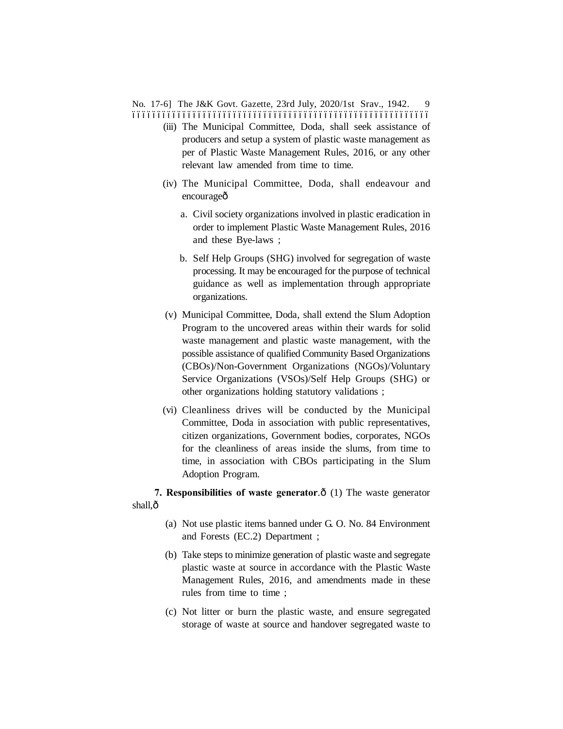(iii) The Municipal Committee, Doda, shall seek assistance of producers and setup a system of plastic waste management as per of Plastic Waste Management Rules, 2016, or any other relevant law amended from time to time.

(iv) The Municipal Committee, Doda, shall endeavour and encourage—

a. Civil society organizations involved in plastic eradication in order to implement Plastic Waste Management Rules, 2016 and these Bye-laws ;

b. Self Help Groups (SHG) involved for segregation of waste processing. It may be encouraged for the purpose of technical guidance as well as implementation through appropriate organizations.

(v) Municipal Committee, Doda, shall extend the Slum Adoption Program to the uncovered areas within their wards for solid waste management and plastic waste management, with the possible assistance of qualified Community Based Organizations (CBOs)/Non-Government Organizations (NGOs)/Voluntary Service Organizations (VSOs)/Self Help Groups (SHG) or other organizations holding statutory validations ;

(vi) Cleanliness drives will be conducted by the Municipal Committee, Doda in association with public representatives, citizen organizations, Government bodies, corporates, NGOs for the cleanliness of areas inside the slums, from time to time, in association with CBOs participating in the Slum Adoption Program.

**7. Responsibilities of waste generator**.— (1) The waste generator shall,—

(a) Not use plastic items banned under G. O. No. 84 Environment and Forests (EC.2) Department ;

(b) Take steps to minimize generation of plastic waste and segregate plastic waste at source in accordance with the Plastic Waste Management Rules, 2016, and amendments made in these rules from time to time ;

(c) Not litter or burn the plastic waste, and ensure segregated storage of waste at source and handover segregated waste to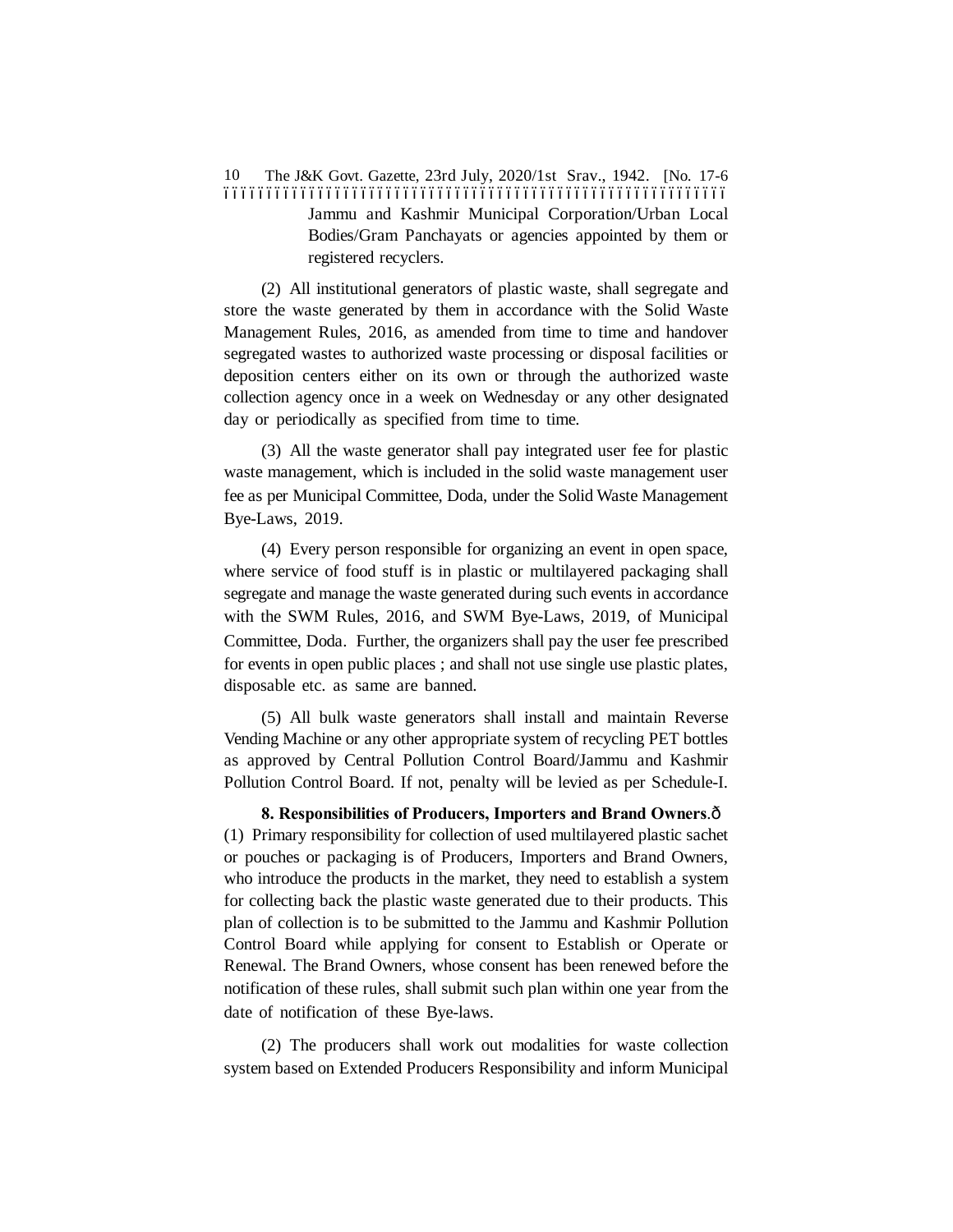Jammu and Kashmir Municipal Corporation/Urban Local Bodies/Gram Panchayats or agencies appointed by them or registered recyclers.

(2) All institutional generators of plastic waste, shall segregate and store the waste generated by them in accordance with the Solid Waste Management Rules, 2016, as amended from time to time and handover segregated wastes to authorized waste processing or disposal facilities or deposition centers either on its own or through the authorized waste collection agency once in a week on Wednesday or any other designated day or periodically as specified from time to time.

(3) All the waste generator shall pay integrated user fee for plastic waste management, which is included in the solid waste management user fee as per Municipal Committee, Doda, under the Solid Waste Management Bye-Laws, 2019.

(4) Every person responsible for organizing an event in open space, where service of food stuff is in plastic or multilayered packaging shall segregate and manage the waste generated during such events in accordance with the SWM Rules, 2016, and SWM Bye-Laws, 2019, of Municipal Committee, Doda. Further, the organizers shall pay the user fee prescribed for events in open public places ; and shall not use single use plastic plates, disposable etc. as same are banned.

(5) All bulk waste generators shall install and maintain Reverse Vending Machine or any other appropriate system of recycling PET bottles as approved by Central Pollution Control Board/Jammu and Kashmir Pollution Control Board. If not, penalty will be levied as per Schedule-I.

**8. Responsibilities of Producers, Importers and Brand Owners**.—(1) Primary responsibility for collection of used multilayered plastic sachet or pouches or packaging is of Producers, Importers and Brand Owners, who introduce the products in the market, they need to establish a system for collecting back the plastic waste generated due to their products. This plan of collection is to be submitted to the Jammu and Kashmir Pollution Control Board while applying for consent to Establish or Operate or Renewal. The Brand Owners, whose consent has been renewed before the notification of these rules, shall submit such plan within one year from the date of notification of these Bye-laws.

(2) The producers shall work out modalities for waste collection system based on Extended Producers Responsibility and inform Municipal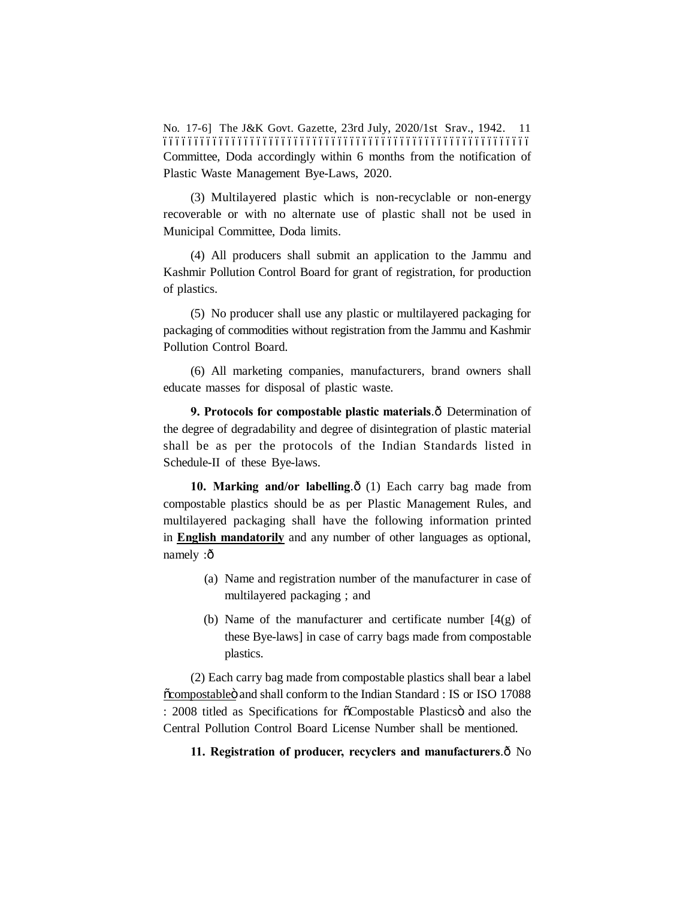Committee, Doda accordingly within 6 months from the notification of Plastic Waste Management Bye-Laws, 2020.

(3) Multilayered plastic which is non-recyclable or non-energy recoverable or with no alternate use of plastic shall not be used in Municipal Committee, Doda limits.

(4) All producers shall submit an application to the Jammu and Kashmir Pollution Control Board for grant of registration, for production of plastics.

(5) No producer shall use any plastic or multilayered packaging for packaging of commodities without registration from the Jammu and Kashmir Pollution Control Board.

(6) All marketing companies, manufacturers, brand owners shall educate masses for disposal of plastic waste.

**9. Protocols for compostable plastic materials**.— Determination of the degree of degradability and degree of disintegration of plastic material shall be as per the protocols of the Indian Standards listed in Schedule-II of these Bye-laws.

**10. Marking and/or labelling**.— (1) Each carry bag made from compostable plastics should be as per Plastic Management Rules, and multilayered packaging shall have the following information printed in **English mandatorily** and any number of other languages as optional, namely :—

(a) Name and registration number of the manufacturer in case of multilayered packaging ; and

(b) Name of the manufacturer and certificate number [4(g) of these Bye-laws] in case of carry bags made from compostable plastics.

(2) Each carry bag made from compostable plastics shall bear a label "compostable" and shall conform to the Indian Standard : IS or ISO 17088 : 2008 titled as Specifications for "Compostable Plastics" and also the Central Pollution Control Board License Number shall be mentioned.

**11. Registration of producer, recyclers and manufacturers**.— No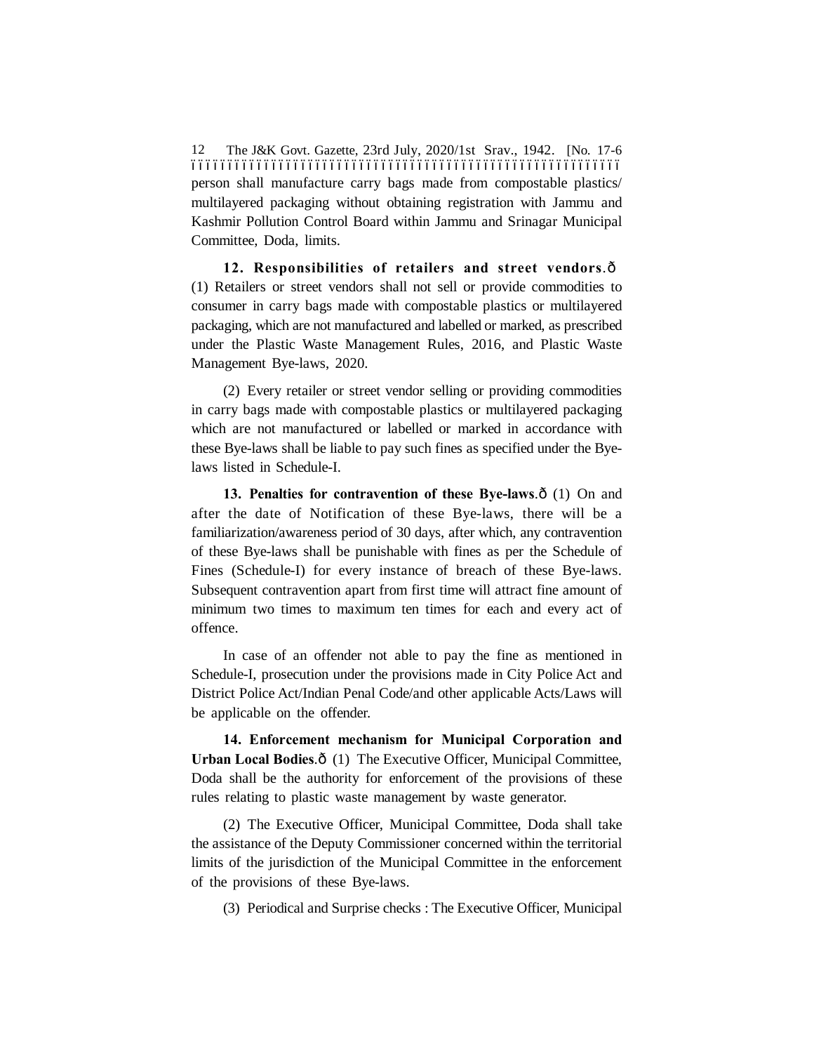person shall manufacture carry bags made from compostable plastics/ multilayered packaging without obtaining registration with Jammu and Kashmir Pollution Control Board within Jammu and Srinagar Municipal Committee, Doda, limits.

**12. Responsibilities of retailers and street vendors**.ð (1) Retailers or street vendors shall not sell or provide commodities to consumer in carry bags made with compostable plastics or multilayered packaging, which are not manufactured and labelled or marked, as prescribed under the Plastic Waste Management Rules, 2016, and Plastic Waste Management Bye-laws, 2020.

(2) Every retailer or street vendor selling or providing commodities in carry bags made with compostable plastics or multilayered packaging which are not manufactured or labelled or marked in accordance with these Bye-laws shall be liable to pay such fines as specified under the Bye-laws listed in Schedule-I.

**13. Penalties for contravention of these Bye-laws**.ð (1) On and after the date of Notification of these Bye-laws, there will be a familiarization/awareness period of 30 days, after which, any contravention of these Bye-laws shall be punishable with fines as per the Schedule of Fines (Schedule-I) for every instance of breach of these Bye-laws. Subsequent contravention apart from first time will attract fine amount of minimum two times to maximum ten times for each and every act of offence.

In case of an offender not able to pay the fine as mentioned in Schedule-I, prosecution under the provisions made in City Police Act and District Police Act/Indian Penal Code/and other applicable Acts/Laws will be applicable on the offender.

**14. Enforcement mechanism for Municipal Corporation and Urban Local Bodies**.ð (1) The Executive Officer, Municipal Committee, Doda shall be the authority for enforcement of the provisions of these rules relating to plastic waste management by waste generator.

(2) The Executive Officer, Municipal Committee, Doda shall take the assistance of the Deputy Commissioner concerned within the territorial limits of the jurisdiction of the Municipal Committee in the enforcement of the provisions of these Bye-laws.

(3) Periodical and Surprise checks : The Executive Officer, Municipal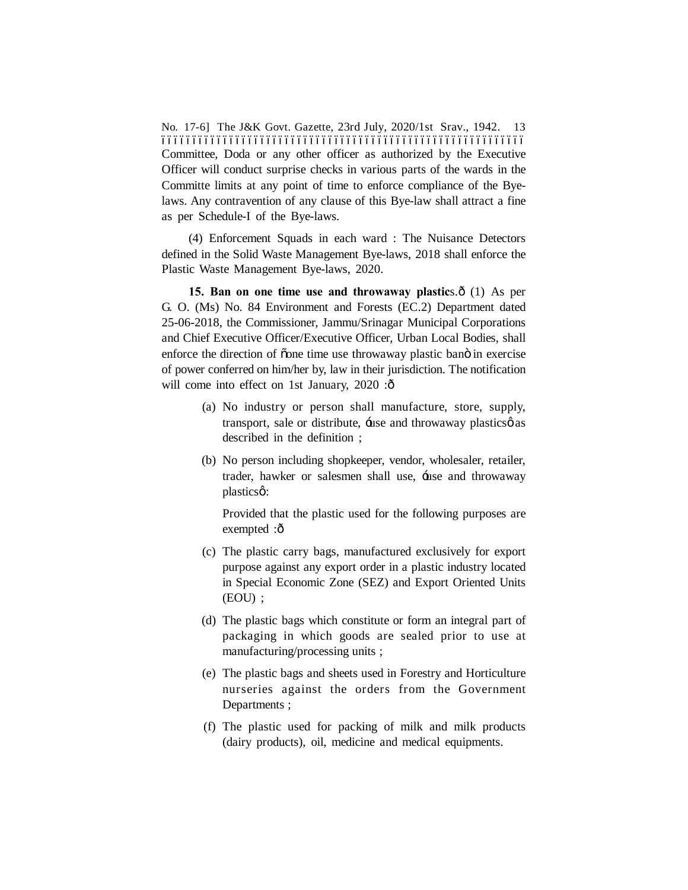Committee, Doda or any other officer as authorized by the Executive Officer will conduct surprise checks in various parts of the wards in the Committe limits at any point of time to enforce compliance of the Bye-laws. Any contravention of any clause of this Bye-law shall attract a fine as per Schedule-I of the Bye-laws.

(4) Enforcement Squads in each ward : The Nuisance Detectors defined in the Solid Waste Management Bye-laws, 2018 shall enforce the Plastic Waste Management Bye-laws, 2020.

**15. Ban on one time use and throwaway plastic**s.— (1) As per G. O. (Ms) No. 84 Environment and Forests (EC.2) Department dated 25-06-2018, the Commissioner, Jammu/Srinagar Municipal Corporations and Chief Executive Officer/Executive Officer, Urban Local Bodies, shall enforce the direction of "one time use throwaway plastic ban" in exercise of power conferred on him/her by, law in their jurisdiction. The notification will come into effect on 1st January, 2020 :—

(a) No industry or person shall manufacture, store, supply, transport, sale or distribute, 'use and throwaway plastics' as described in the definition ;

(b) No person including shopkeeper, vendor, wholesaler, retailer, trader, hawker or salesmen shall use, 'use and throwaway plastics':

Provided that the plastic used for the following purposes are exempted :—

(c) The plastic carry bags, manufactured exclusively for export purpose against any export order in a plastic industry located in Special Economic Zone (SEZ) and Export Oriented Units (EOU) ;

(d) The plastic bags which constitute or form an integral part of packaging in which goods are sealed prior to use at manufacturing/processing units ;

(e) The plastic bags and sheets used in Forestry and Horticulture nurseries against the orders from the Government Departments ;

(f) The plastic used for packing of milk and milk products (dairy products), oil, medicine and medical equipments.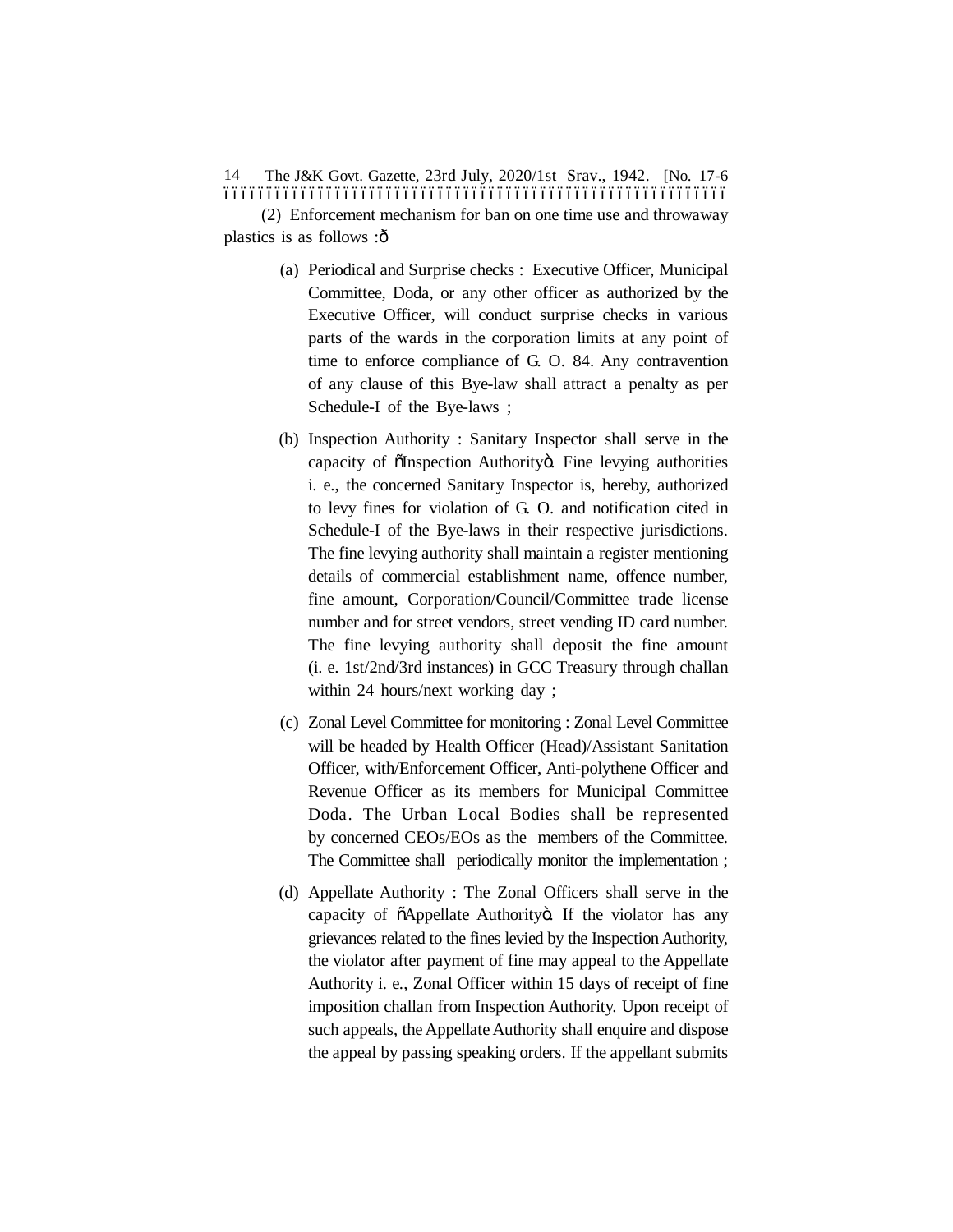(2) Enforcement mechanism for ban on one time use and throwaway plastics is as follows :—

(a) Periodical and Surprise checks : Executive Officer, Municipal Committee, Doda, or any other officer as authorized by the Executive Officer, will conduct surprise checks in various parts of the wards in the corporation limits at any point of time to enforce compliance of G. O. 84. Any contravention of any clause of this Bye-law shall attract a penalty as per Schedule-I of the Bye-laws ;

(b) Inspection Authority : Sanitary Inspector shall serve in the capacity of "Inspection Authority". Fine levying authorities i. e., the concerned Sanitary Inspector is, hereby, authorized to levy fines for violation of G. O. and notification cited in Schedule-I of the Bye-laws in their respective jurisdictions. The fine levying authority shall maintain a register mentioning details of commercial establishment name, offence number, fine amount, Corporation/Council/Committee trade license number and for street vendors, street vending ID card number. The fine levying authority shall deposit the fine amount (i. e. 1st/2nd/3rd instances) in GCC Treasury through challan within 24 hours/next working day ;

(c) Zonal Level Committee for monitoring : Zonal Level Committee will be headed by Health Officer (Head)/Assistant Sanitation Officer, with/Enforcement Officer, Anti-polythene Officer and Revenue Officer as its members for Municipal Committee Doda. The Urban Local Bodies shall be represented by concerned CEOs/EOs as the members of the Committee. The Committee shall periodically monitor the implementation ;

(d) Appellate Authority : The Zonal Officers shall serve in the capacity of "Appellate Authority". If the violator has any grievances related to the fines levied by the Inspection Authority, the violator after payment of fine may appeal to the Appellate Authority i. e., Zonal Officer within 15 days of receipt of fine imposition challan from Inspection Authority. Upon receipt of such appeals, the Appellate Authority shall enquire and dispose the appeal by passing speaking orders. If the appellant submits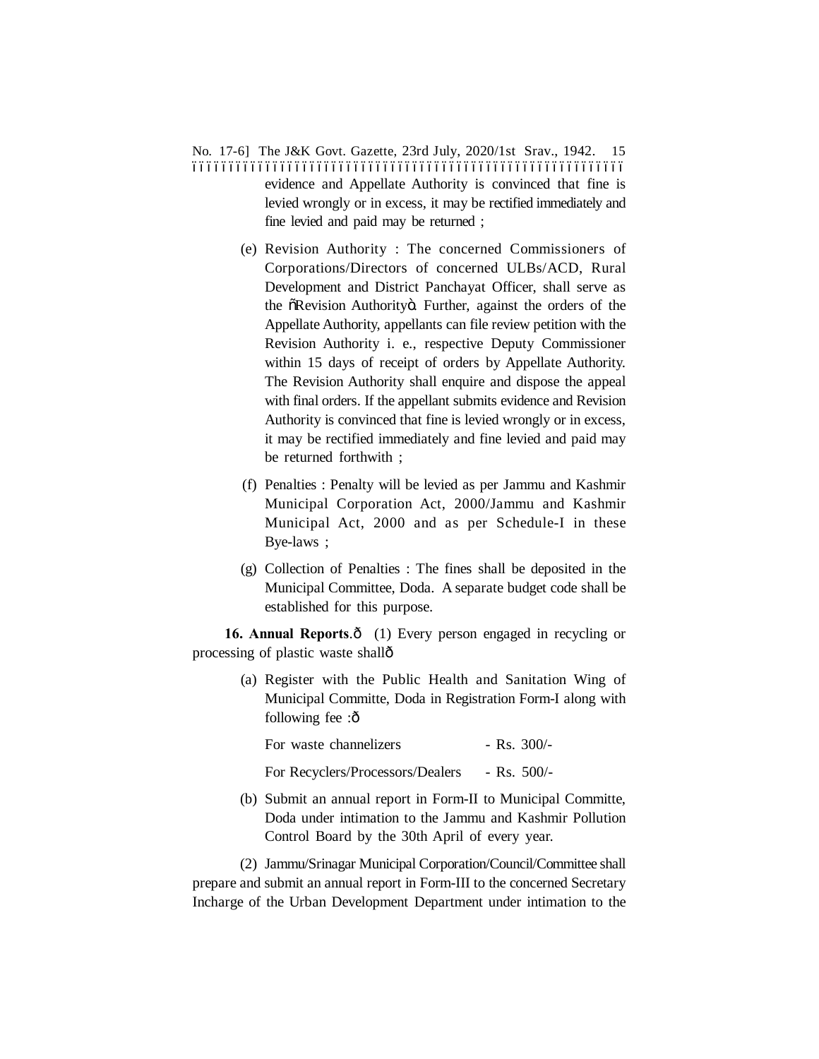evidence and Appellate Authority is convinced that fine is levied wrongly or in excess, it may be rectified immediately and fine levied and paid may be returned ;

(e) Revision Authority : The concerned Commissioners of Corporations/Directors of concerned ULBs/ACD, Rural Development and District Panchayat Officer, shall serve as the õRevision Authorityö. Further, against the orders of the Appellate Authority, appellants can file review petition with the Revision Authority i. e., respective Deputy Commissioner within 15 days of receipt of orders by Appellate Authority. The Revision Authority shall enquire and dispose the appeal with final orders. If the appellant submits evidence and Revision Authority is convinced that fine is levied wrongly or in excess, it may be rectified immediately and fine levied and paid may be returned forthwith ;

(f) Penalties : Penalty will be levied as per Jammu and Kashmir Municipal Corporation Act, 2000/Jammu and Kashmir Municipal Act, 2000 and as per Schedule-I in these Bye-laws ;

(g) Collection of Penalties : The fines shall be deposited in the Municipal Committee, Doda. A separate budget code shall be established for this purpose.

**16. Annual Reports**.ô (1) Every person engaged in recycling or processing of plastic waste shallô

(a) Register with the Public Health and Sanitation Wing of Municipal Committe, Doda in Registration Form-I along with following fee :ô

| | |
|---|---|
| For waste channelizers | - Rs. 300/- |
| For Recyclers/Processors/Dealers | - Rs. 500/- |

(b) Submit an annual report in Form-II to Municipal Committe, Doda under intimation to the Jammu and Kashmir Pollution Control Board by the 30th April of every year.

(2) Jammu/Srinagar Municipal Corporation/Council/Committee shall prepare and submit an annual report in Form-III to the concerned Secretary Incharge of the Urban Development Department under intimation to the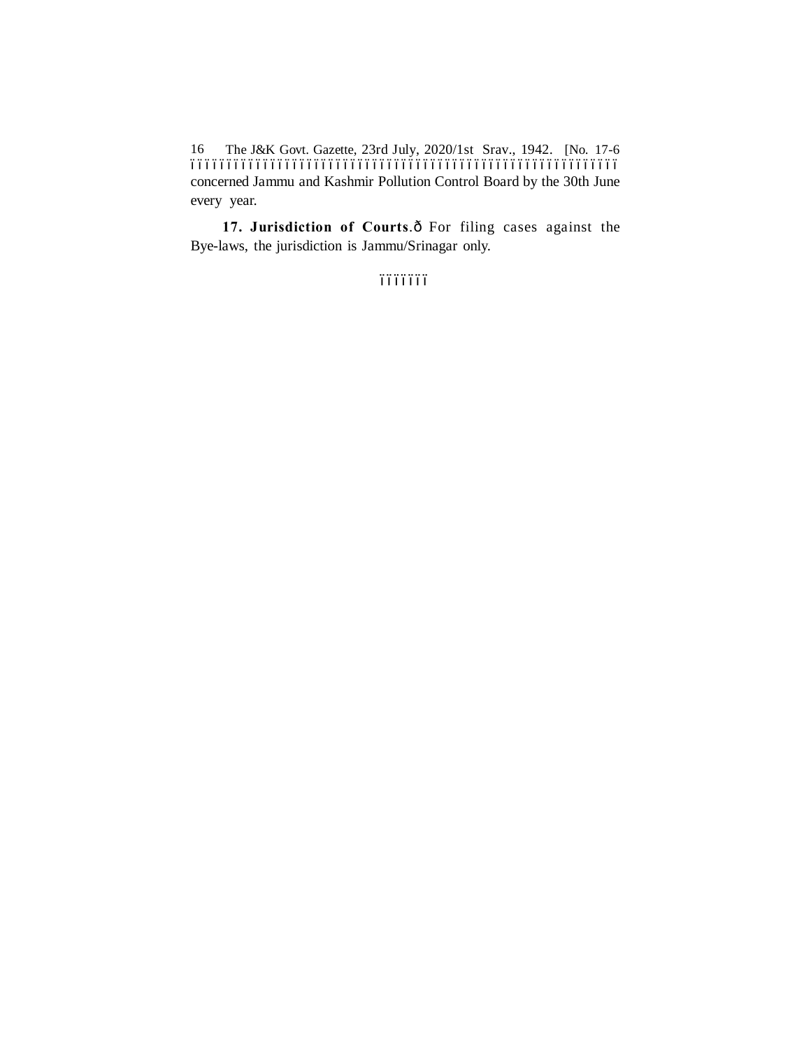concerned Jammu and Kashmir Pollution Control Board by the 30th June every year.

**17. Jurisdiction of Courts**.— For filing cases against the Bye-laws, the jurisdiction is Jammu/Srinagar only.

———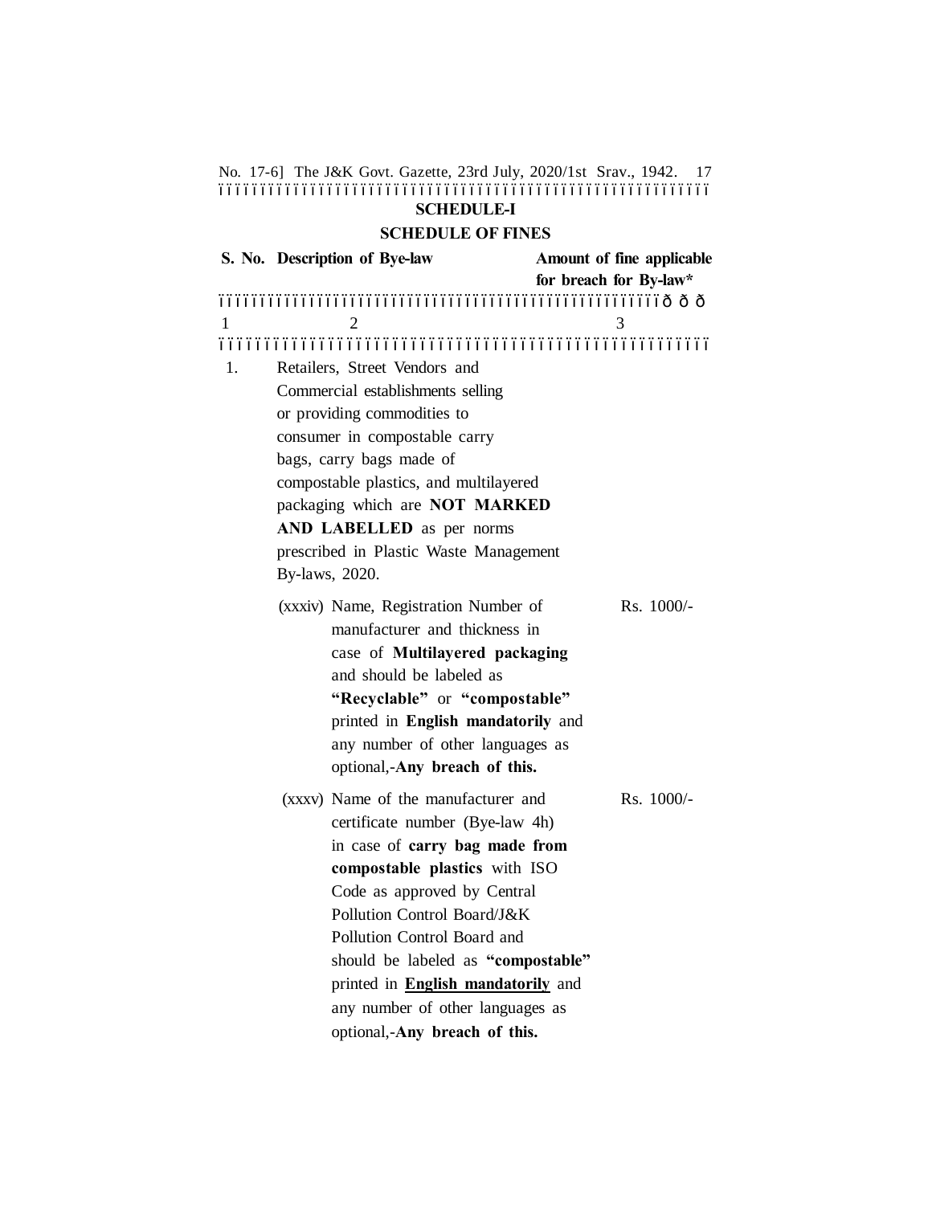## SCHEDULE-I

## SCHEDULE OF FINES

| S. No. | Description of Bye-law | Amount of fine applicable for breach for By-law* |
|---|---|---|
| 1 | 2 | 3 |
| 1. | Retailers, Street Vendors and Commercial establishments selling or providing commodities to consumer in compostable carry bags, carry bags made of compostable plastics, and multilayered packaging which are **NOT MARKED AND LABELLED** as per norms prescribed in Plastic Waste Management By-laws, 2020. | |
| | (xxxiv) Name, Registration Number of manufacturer and thickness in case of **Multilayered packaging** and should be labeled as **"Recyclable"** or **"compostable"** printed in **English mandatorily** and any number of other languages as optional,-**Any breach of this.** | Rs. 1000/- |
| | (xxxv) Name of the manufacturer and certificate number (Bye-law 4h) in case of **carry bag made from compostable plastics** with ISO Code as approved by Central Pollution Control Board/J&K Pollution Control Board and should be labeled as **"compostable"** printed in **English mandatorily** and any number of other languages as optional,-**Any breach of this.** | Rs. 1000/- |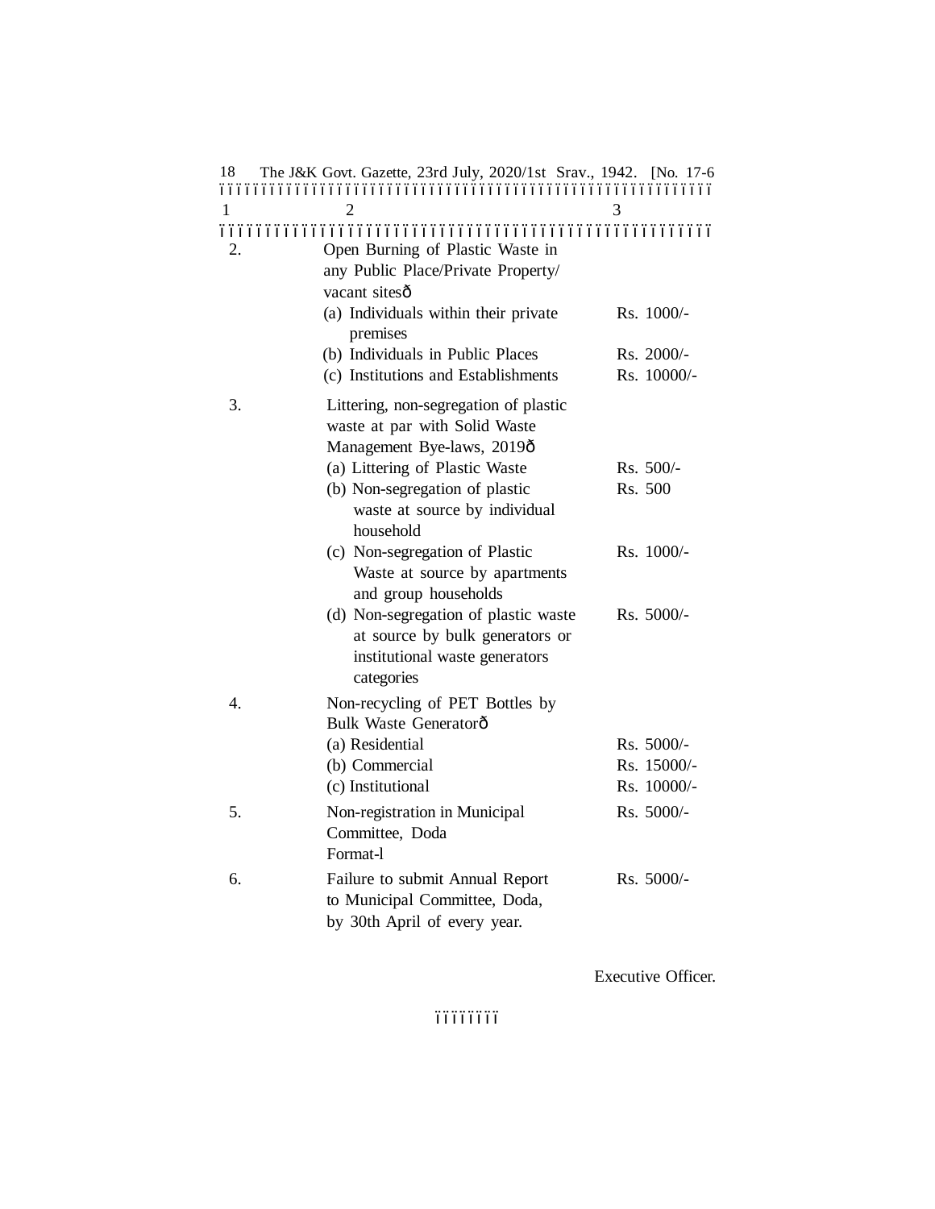| 1 | 2 | 3 |
|---|---|---|
| 2. | Open Burning of Plastic Waste in any Public Place/Private Property/ vacant sites— | |
| | (a) Individuals within their private premises | Rs. 1000/- |
| | (b) Individuals in Public Places | Rs. 2000/- |
| | (c) Institutions and Establishments | Rs. 10000/- |
| 3. | Littering, non-segregation of plastic waste at par with Solid Waste Management Bye-laws, 2019— | |
| | (a) Littering of Plastic Waste | Rs. 500/- |
| | (b) Non-segregation of plastic waste at source by individual household | Rs. 500 |
| | (c) Non-segregation of Plastic Waste at source by apartments and group households | Rs. 1000/- |
| | (d) Non-segregation of plastic waste at source by bulk generators or institutional waste generators categories | Rs. 5000/- |
| 4. | Non-recycling of PET Bottles by Bulk Waste Generator— | |
| | (a) Residential | Rs. 5000/- |
| | (b) Commercial | Rs. 15000/- |
| | (c) Institutional | Rs. 10000/- |
| 5. | Non-registration in Municipal Committee, Doda Format-l | Rs. 5000/- |
| 6. | Failure to submit Annual Report to Municipal Committee, Doda, by 30th April of every year. | Rs. 5000/- |

Executive Officer.

——————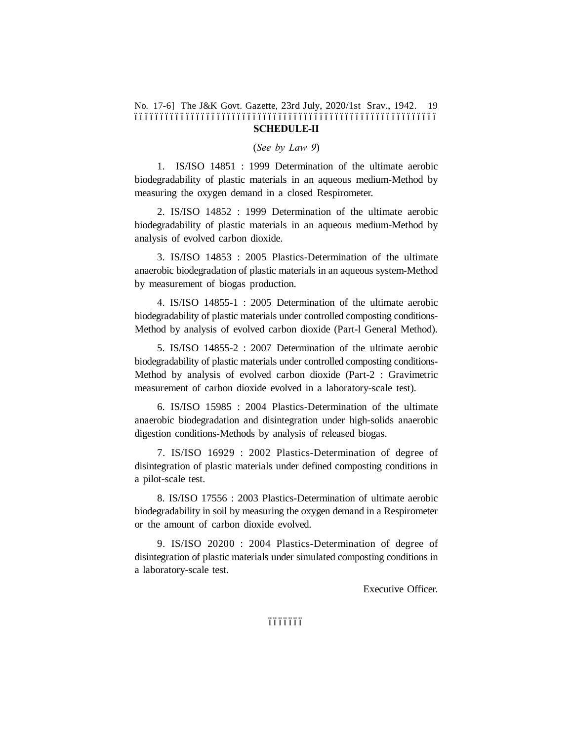## SCHEDULE-II

(*See by Law 9*)

1. IS/ISO 14851 : 1999 Determination of the ultimate aerobic biodegradability of plastic materials in an aqueous medium-Method by measuring the oxygen demand in a closed Respirometer.

2. IS/ISO 14852 : 1999 Determination of the ultimate aerobic biodegradability of plastic materials in an aqueous medium-Method by analysis of evolved carbon dioxide.

3. IS/ISO 14853 : 2005 Plastics-Determination of the ultimate anaerobic biodegradation of plastic materials in an aqueous system-Method by measurement of biogas production.

4. IS/ISO 14855-1 : 2005 Determination of the ultimate aerobic biodegradability of plastic materials under controlled composting conditions-Method by analysis of evolved carbon dioxide (Part-l General Method).

5. IS/ISO 14855-2 : 2007 Determination of the ultimate aerobic biodegradability of plastic materials under controlled composting conditions-Method by analysis of evolved carbon dioxide (Part-2 : Gravimetric measurement of carbon dioxide evolved in a laboratory-scale test).

6. IS/ISO 15985 : 2004 Plastics-Determination of the ultimate anaerobic biodegradation and disintegration under high-solids anaerobic digestion conditions-Methods by analysis of released biogas.

7. IS/ISO 16929 : 2002 Plastics-Determination of degree of disintegration of plastic materials under defined composting conditions in a pilot-scale test.

8. IS/ISO 17556 : 2003 Plastics-Determination of ultimate aerobic biodegradability in soil by measuring the oxygen demand in a Respirometer or the amount of carbon dioxide evolved.

9. IS/ISO 20200 : 2004 Plastics-Determination of degree of disintegration of plastic materials under simulated composting conditions in a laboratory-scale test.

Executive Officer.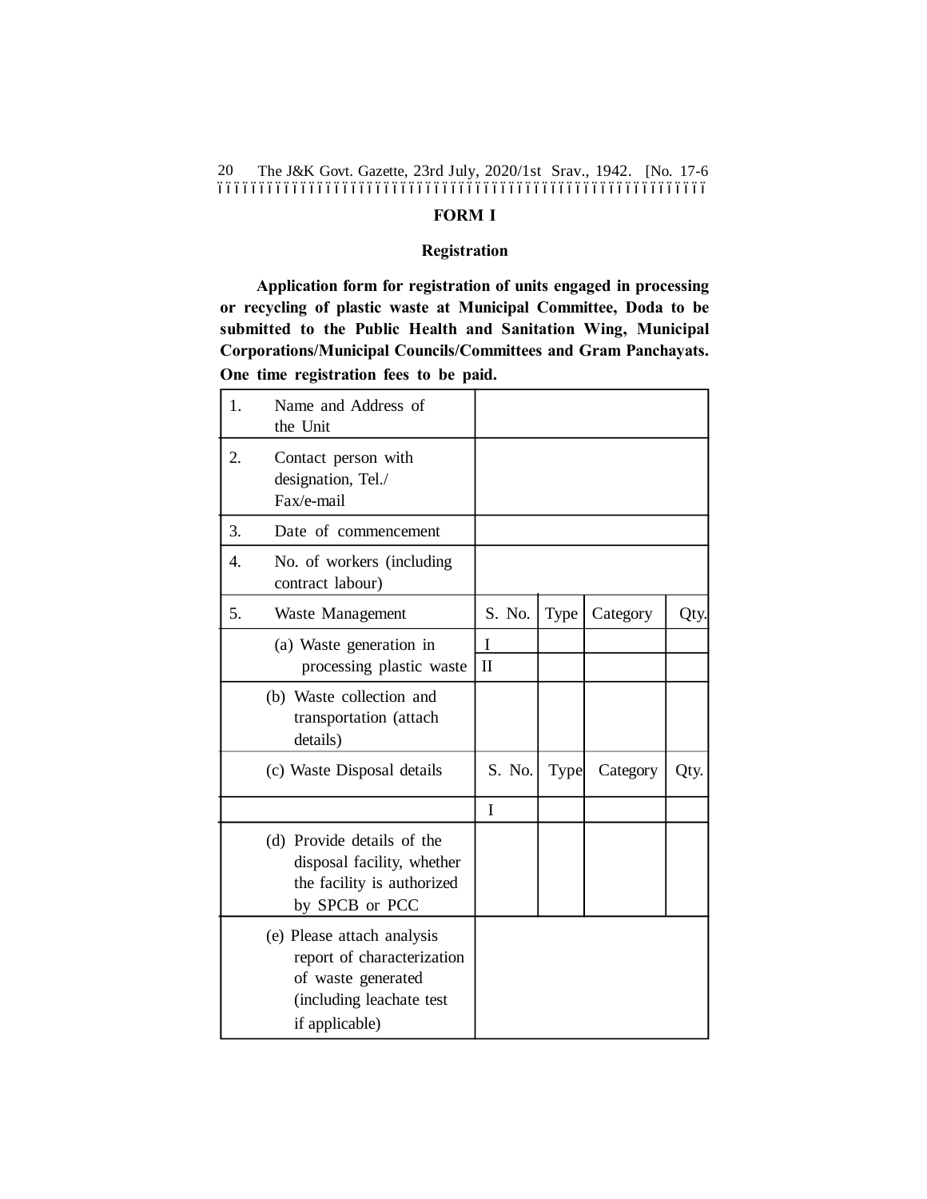## FORM I

### Registration

**Application form for registration of units engaged in processing or recycling of plastic waste at Municipal Committee, Doda to be submitted to the Public Health and Sanitation Wing, Municipal Corporations/Municipal Councils/Committees and Gram Panchayats. One time registration fees to be paid.**

| | | | | |
|---|---|---|---|---|
| 1. Name and Address of the Unit | | | | |
| 2. Contact person with designation, Tel./Fax/e-mail | | | | |
| 3. Date of commencement | | | | |
| 4. No. of workers (including contract labour) | | | | |
| 5. Waste Management | S. No. | Type | Category | Qty. |
| (a) Waste generation in processing plastic waste | I | | | |
| | II | | | |
| (b) Waste collection and transportation (attach details) | | | | |
| (c) Waste Disposal details | S. No. | Type | Category | Qty. |
| | I | | | |
| (d) Provide details of the disposal facility, whether the facility is authorized by SPCB or PCC | | | | |
| (e) Please attach analysis report of characterization of waste generated (including leachate test if applicable) | | | | |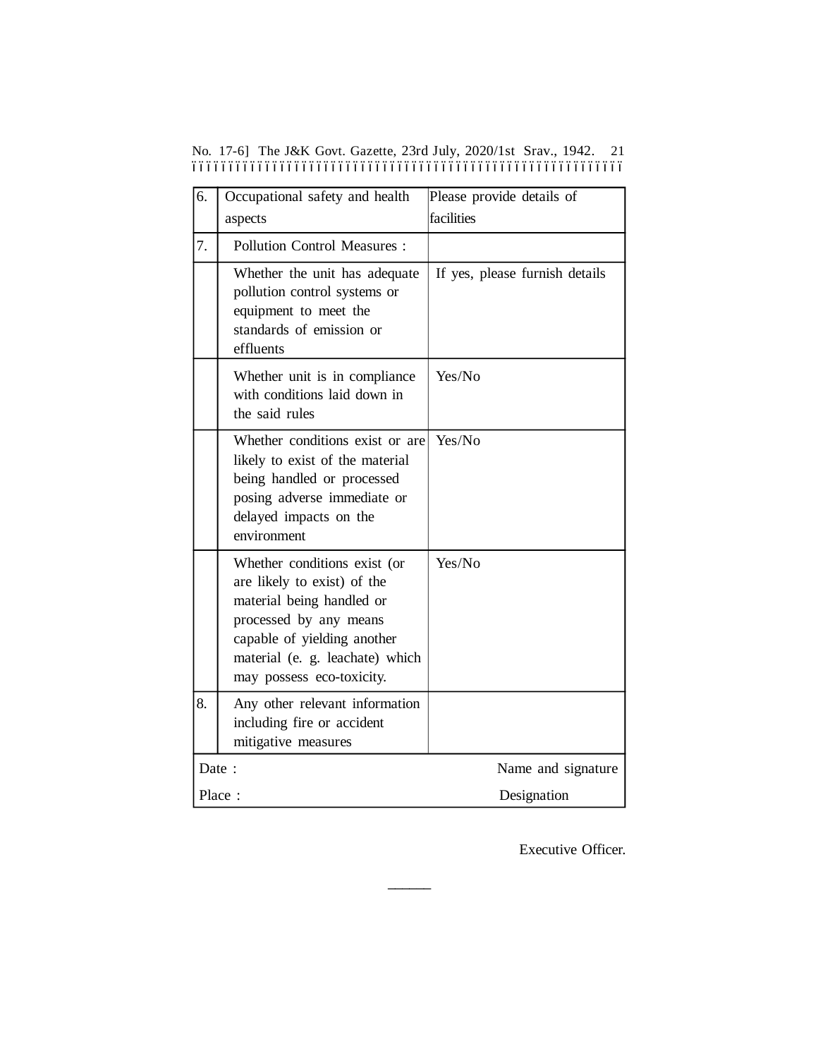| | | |
|---|---|---|
| 6. | Occupational safety and health aspects | Please provide details of facilities |
| 7. | Pollution Control Measures : | |
| | Whether the unit has adequate pollution control systems or equipment to meet the standards of emission or effluents | If yes, please furnish details |
| | Whether unit is in compliance with conditions laid down in the said rules | Yes/No |
| | Whether conditions exist or are likely to exist of the material being handled or processed posing adverse immediate or delayed impacts on the environment | Yes/No |
| | Whether conditions exist (or are likely to exist) of the material being handled or processed by any means capable of yielding another material (e. g. leachate) which may possess eco-toxicity. | Yes/No |
| 8. | Any other relevant information including fire or accident mitigative measures | |
| Date : | | Name and signature |
| Place : | | Designation |

Executive Officer.

———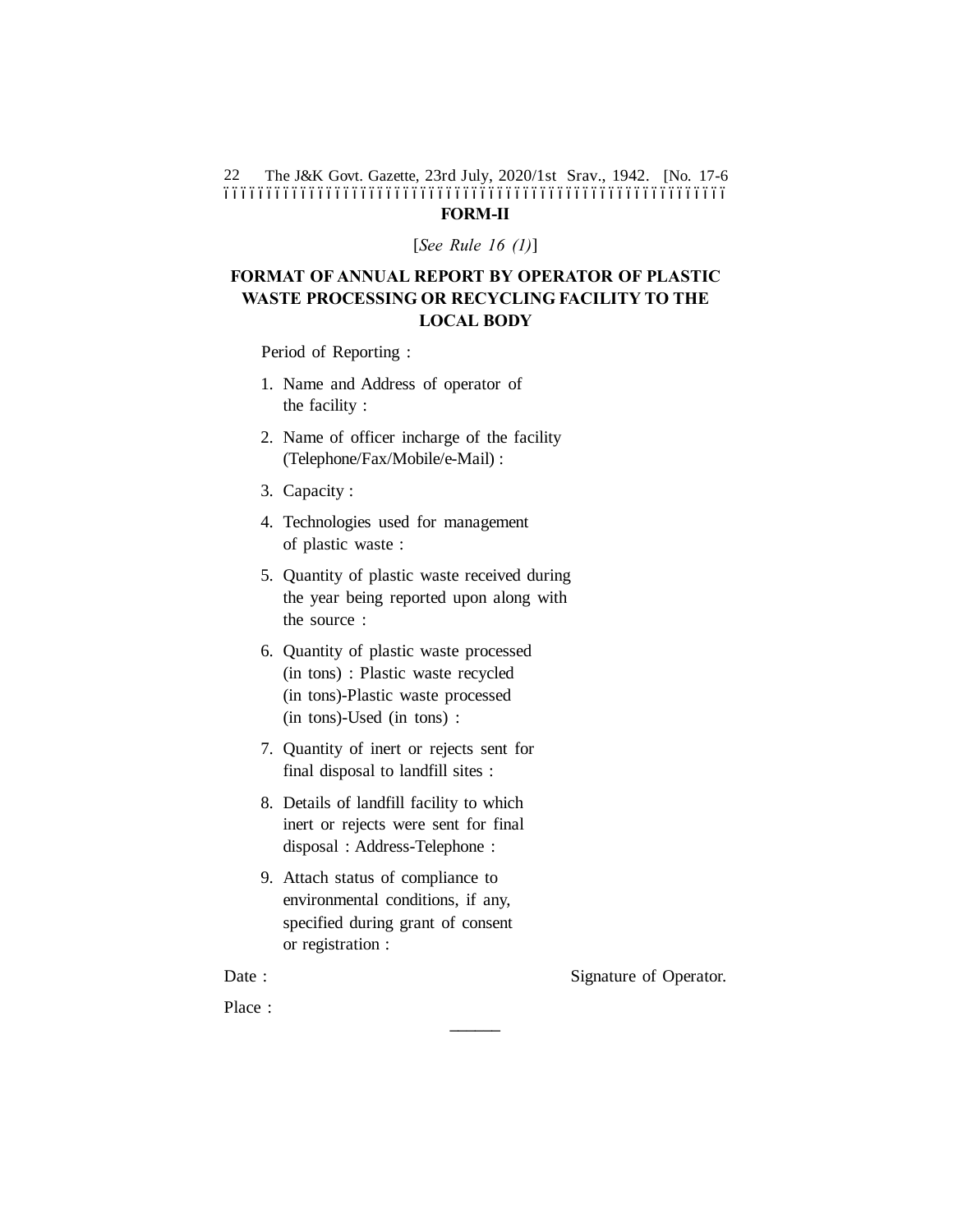**FORM-II**

[*See Rule 16 (1)*]

## FORMAT OF ANNUAL REPORT BY OPERATOR OF PLASTIC WASTE PROCESSING OR RECYCLING FACILITY TO THE LOCAL BODY

Period of Reporting :

1. Name and Address of operator of the facility :
2. Name of officer incharge of the facility (Telephone/Fax/Mobile/e-Mail) :
3. Capacity :
4. Technologies used for management of plastic waste :
5. Quantity of plastic waste received during the year being reported upon along with the source :
6. Quantity of plastic waste processed (in tons) : Plastic waste recycled (in tons)-Plastic waste processed (in tons)-Used (in tons) :
7. Quantity of inert or rejects sent for final disposal to landfill sites :
8. Details of landfill facility to which inert or rejects were sent for final disposal : Address-Telephone :
9. Attach status of compliance to environmental conditions, if any, specified during grant of consent or registration :

Date : Signature of Operator.

Place :

———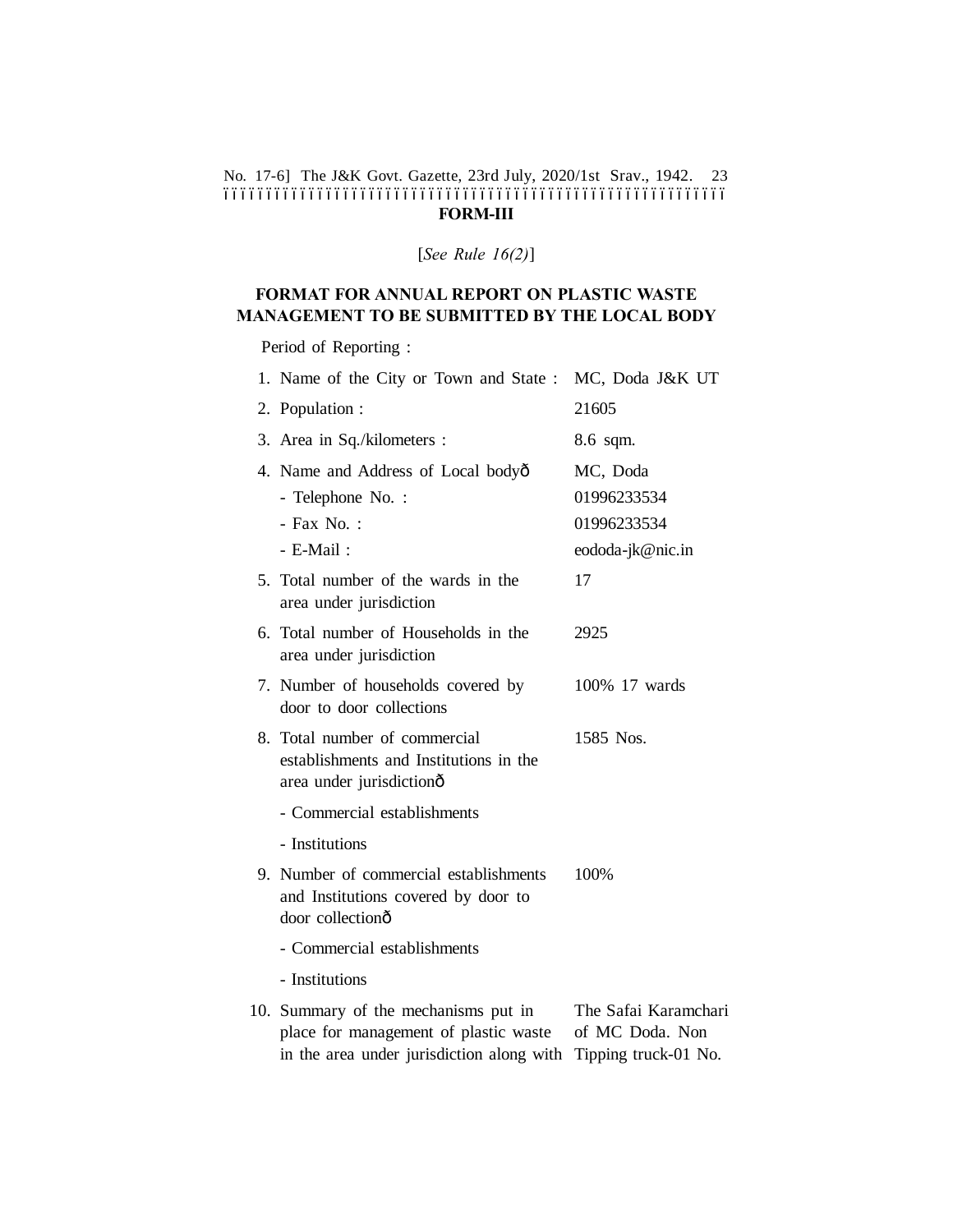**FORM-III**

[*See Rule 16(2)*]

**FORMAT FOR ANNUAL REPORT ON PLASTIC WASTE MANAGEMENT TO BE SUBMITTED BY THE LOCAL BODY**

Period of Reporting :

| | |
|---|---|
| 1. Name of the City or Town and State : | MC, Doda J&K UT |
| 2. Population : | 21605 |
| 3. Area in Sq./kilometers : | 8.6 sqm. |
| 4. Name and Address of Local bodyð | MC, Doda |
| - Telephone No. : | 01996233534 |
| - Fax No. : | 01996233534 |
| - E-Mail : | eododa-jk@nic.in |
| 5. Total number of the wards in the area under jurisdiction | 17 |
| 6. Total number of Households in the area under jurisdiction | 2925 |
| 7. Number of households covered by door to door collections | 100% 17 wards |
| 8. Total number of commercial establishments and Institutions in the area under jurisdictionð | 1585 Nos. |
| - Commercial establishments | |
| - Institutions | |
| 9. Number of commercial establishments and Institutions covered by door to door collectionð | 100% |
| - Commercial establishments | |
| - Institutions | |
| 10. Summary of the mechanisms put in place for management of plastic waste in the area under jurisdiction along with | The Safai Karamchari of MC Doda. Non Tipping truck-01 No. |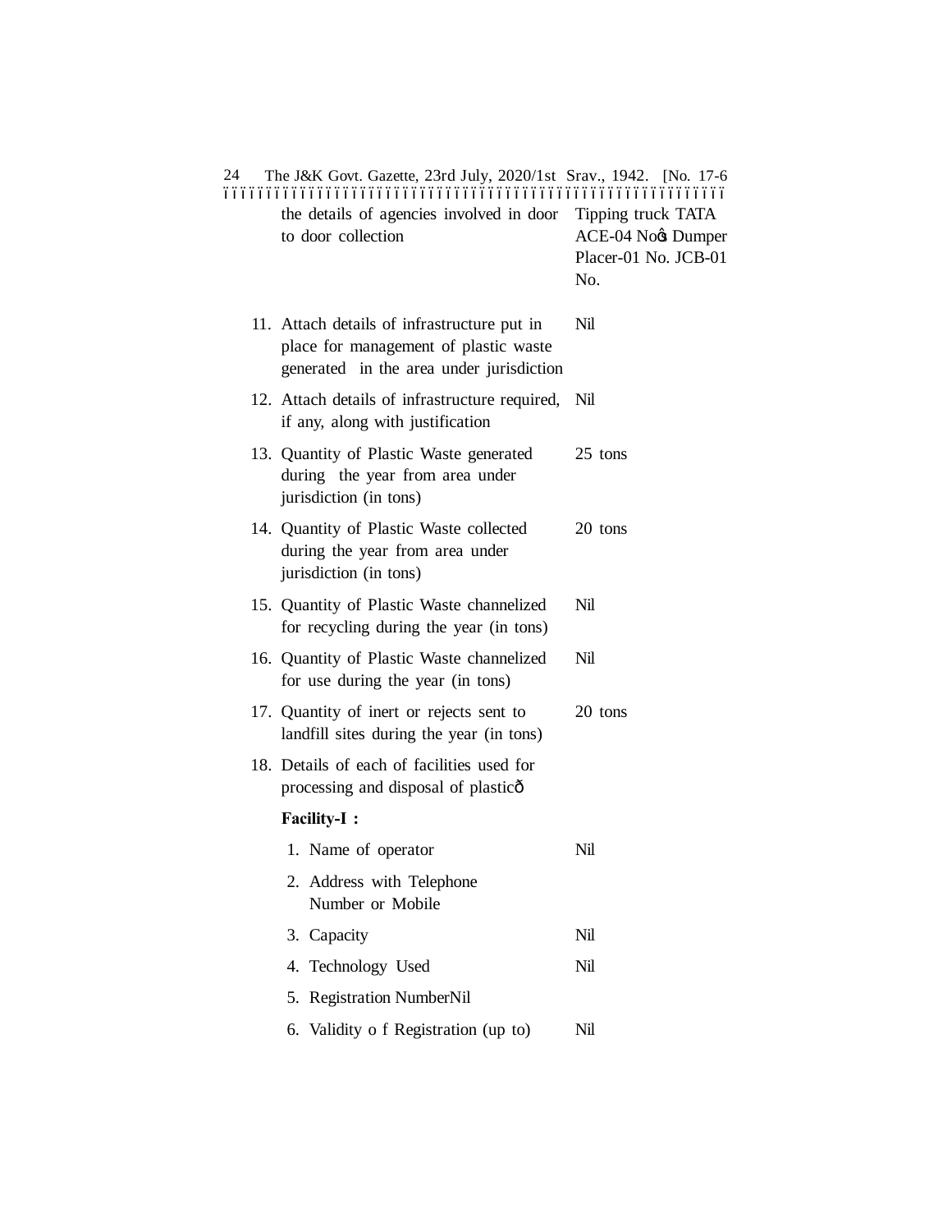| | | |
|---|---|---|
| | the details of agencies involved in door to door collection | Tipping truck TATA ACE-04 No's Dumper Placer-01 No. JCB-01 No. |
| 11. | Attach details of infrastructure put in place for management of plastic waste generated in the area under jurisdiction | Nil |
| 12. | Attach details of infrastructure required, if any, along with justification | Nil |
| 13. | Quantity of Plastic Waste generated during the year from area under jurisdiction (in tons) | 25 tons |
| 14. | Quantity of Plastic Waste collected during the year from area under jurisdiction (in tons) | 20 tons |
| 15. | Quantity of Plastic Waste channelized for recycling during the year (in tons) | Nil |
| 16. | Quantity of Plastic Waste channelized for use during the year (in tons) | Nil |
| 17. | Quantity of inert or rejects sent to landfill sites during the year (in tons) | 20 tons |
| 18. | Details of each of facilities used for processing and disposal of plastic— | |

**Facility-I :**

| | | |
|---|---|---|
| 1. | Name of operator | Nil |
| 2. | Address with Telephone Number or Mobile | |
| 3. | Capacity | Nil |
| 4. | Technology Used | Nil |
| 5. | Registration Number | Nil |
| 6. | Validity o f Registration (up to) | Nil |